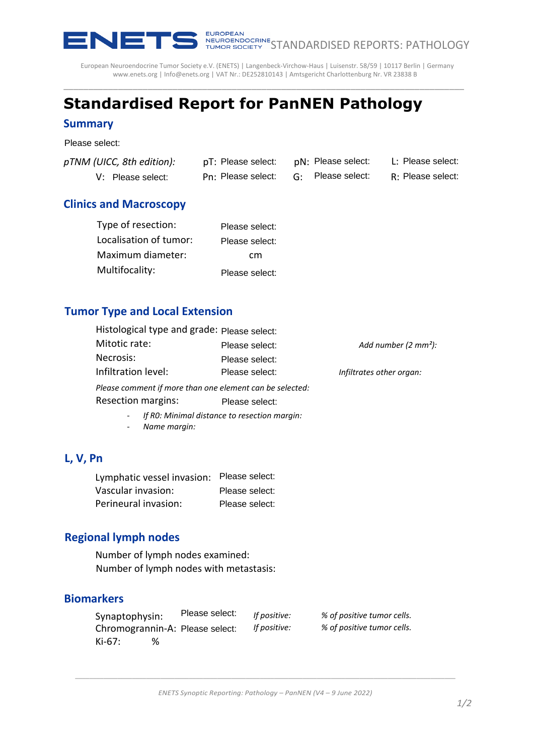# Standardised Report for PanNEN Pathology

## Summary

Please select:

| *pTNM (UICC, 8th edition):* | pT: Please select: | pN: Please select: | L: Please select: |
|---|---|---|---|
| V: Please select: | Pn: Please select: | G: Please select: | R: Please select: |

## Clinics and Macroscopy

Type of resection: Please select:
Localisation of tumor: Please select:
Maximum diameter: cm
Multifocality: Please select:

## Tumor Type and Local Extension

Histological type and grade: Please select:
Mitotic rate: Please select: *Add number (2 mm²):*
Necrosis: Please select:
Infiltration level: Please select: *Infiltrates other organ:*

*Please comment if more than one element can be selected:*

Resection margins: Please select:

- *If R0: Minimal distance to resection margin:*
- *Name margin:*

## L, V, Pn

Lymphatic vessel invasion: Please select:
Vascular invasion: Please select:
Perineural invasion: Please select:

## Regional lymph nodes

Number of lymph nodes examined:
Number of lymph nodes with metastasis:

## Biomarkers

Synaptophysin: Please select: *If positive:* *% of positive tumor cells.*
Chromogrannin-A: Please select: *If positive:* *% of positive tumor cells.*
Ki-67: %

*ENETS Synoptic Reporting: Pathology – PanNEN (V4 – 9 June 2022)*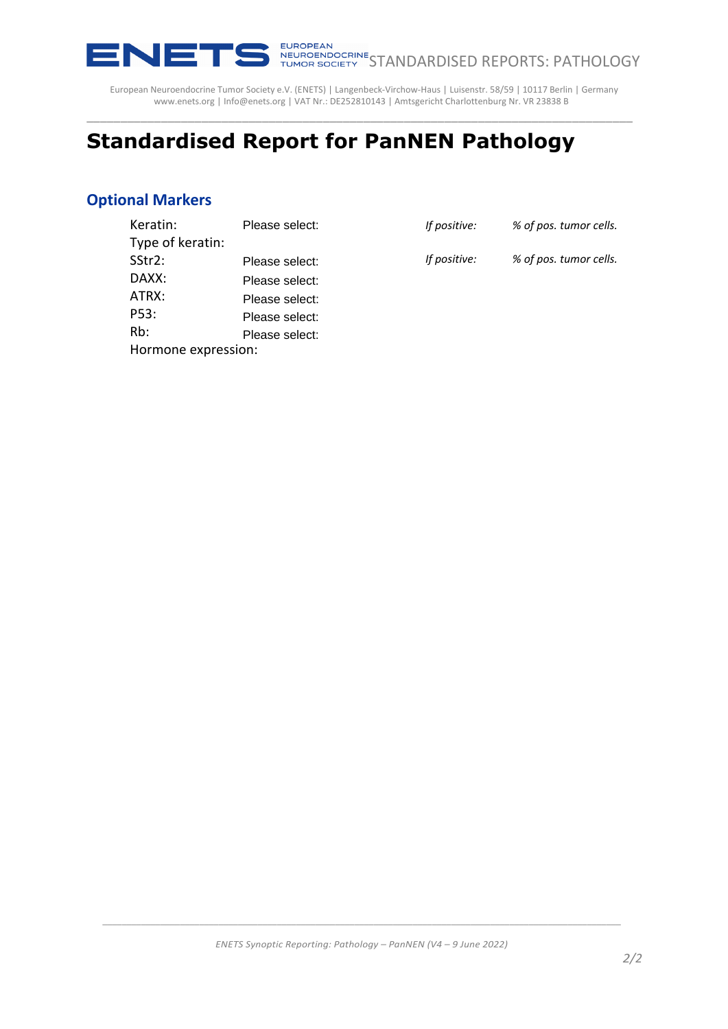# Standardised Report for PanNEN Pathology

## Optional Markers

| | | | |
|---|---|---|---|
| Keratin: | Please select: | *If positive:* | *% of pos. tumor cells.* |
| Type of keratin: | | | |
| SStr2: | Please select: | *If positive:* | *% of pos. tumor cells.* |
| DAXX: | Please select: | | |
| ATRX: | Please select: | | |
| P53: | Please select: | | |
| Rb: | Please select: | | |
| Hormone expression: | | | |